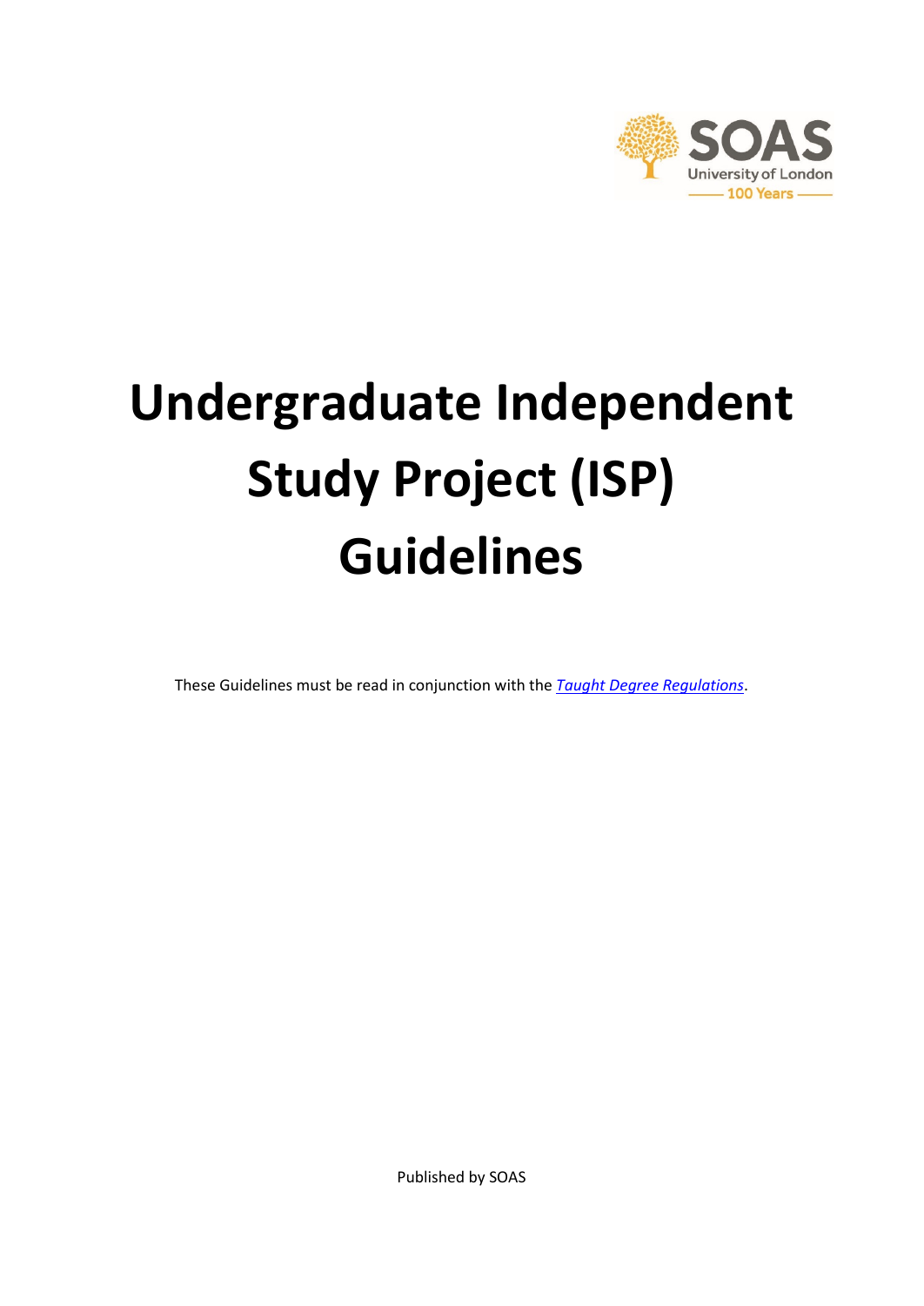# Undergraduate Independent Study Project (ISP) Guidelines

These Guidelines must be read in conjunction with the *Taught Degree Regulations*.

Published by SOAS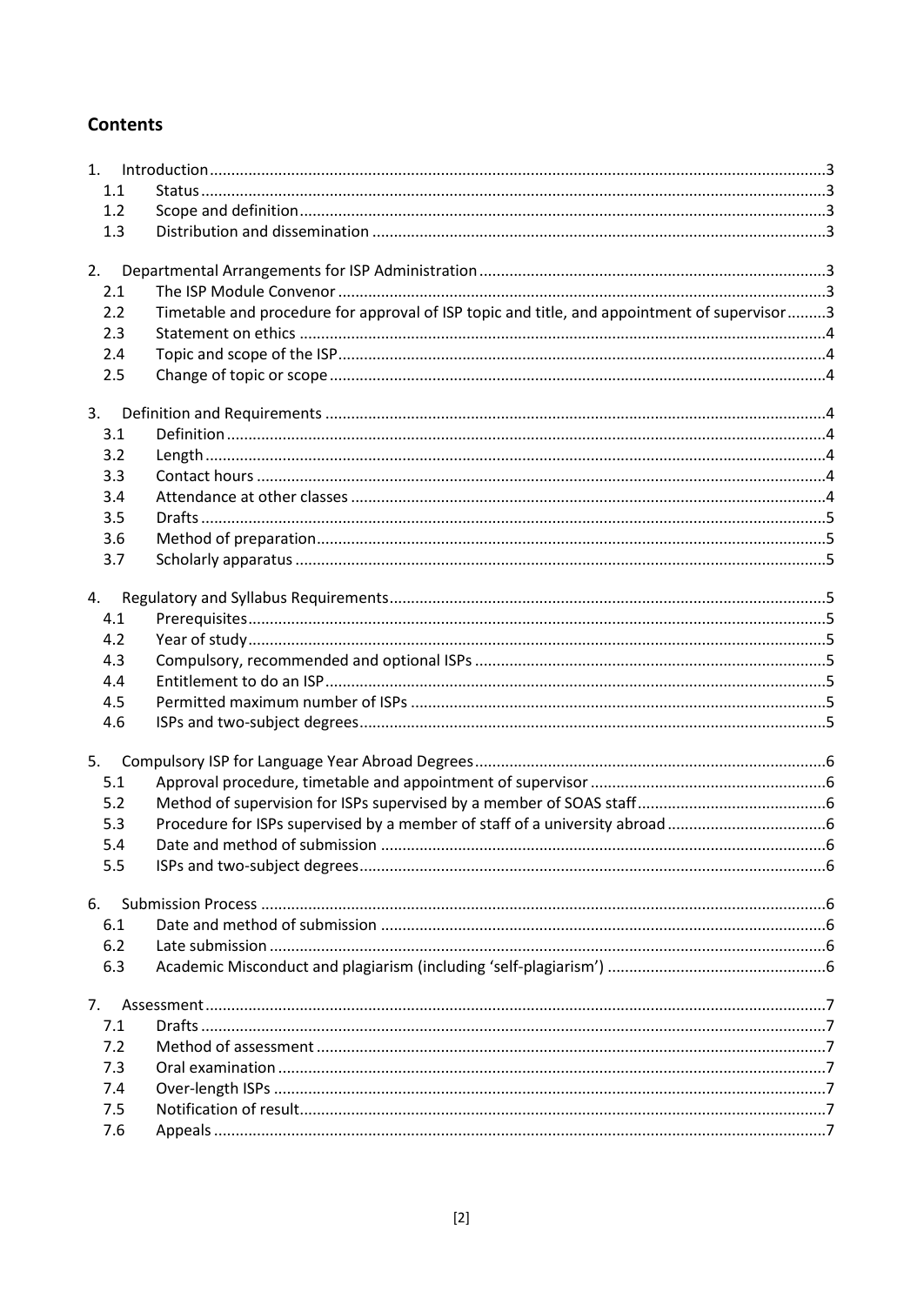## Contents

1. Introduction ... 3
   - 1.1 Status ... 3
   - 1.2 Scope and definition ... 3
   - 1.3 Distribution and dissemination ... 3
2. Departmental Arrangements for ISP Administration ... 3
   - 2.1 The ISP Module Convenor ... 3
   - 2.2 Timetable and procedure for approval of ISP topic and title, and appointment of supervisor ... 3
   - 2.3 Statement on ethics ... 4
   - 2.4 Topic and scope of the ISP ... 4
   - 2.5 Change of topic or scope ... 4
3. Definition and Requirements ... 4
   - 3.1 Definition ... 4
   - 3.2 Length ... 4
   - 3.3 Contact hours ... 4
   - 3.4 Attendance at other classes ... 4
   - 3.5 Drafts ... 5
   - 3.6 Method of preparation ... 5
   - 3.7 Scholarly apparatus ... 5
4. Regulatory and Syllabus Requirements ... 5
   - 4.1 Prerequisites ... 5
   - 4.2 Year of study ... 5
   - 4.3 Compulsory, recommended and optional ISPs ... 5
   - 4.4 Entitlement to do an ISP ... 5
   - 4.5 Permitted maximum number of ISPs ... 5
   - 4.6 ISPs and two-subject degrees ... 5
5. Compulsory ISP for Language Year Abroad Degrees ... 6
   - 5.1 Approval procedure, timetable and appointment of supervisor ... 6
   - 5.2 Method of supervision for ISPs supervised by a member of SOAS staff ... 6
   - 5.3 Procedure for ISPs supervised by a member of staff of a university abroad ... 6
   - 5.4 Date and method of submission ... 6
   - 5.5 ISPs and two-subject degrees ... 6
6. Submission Process ... 6
   - 6.1 Date and method of submission ... 6
   - 6.2 Late submission ... 6
   - 6.3 Academic Misconduct and plagiarism (including 'self-plagiarism') ... 6
7. Assessment ... 7
   - 7.1 Drafts ... 7
   - 7.2 Method of assessment ... 7
   - 7.3 Oral examination ... 7
   - 7.4 Over-length ISPs ... 7
   - 7.5 Notification of result ... 7
   - 7.6 Appeals ... 7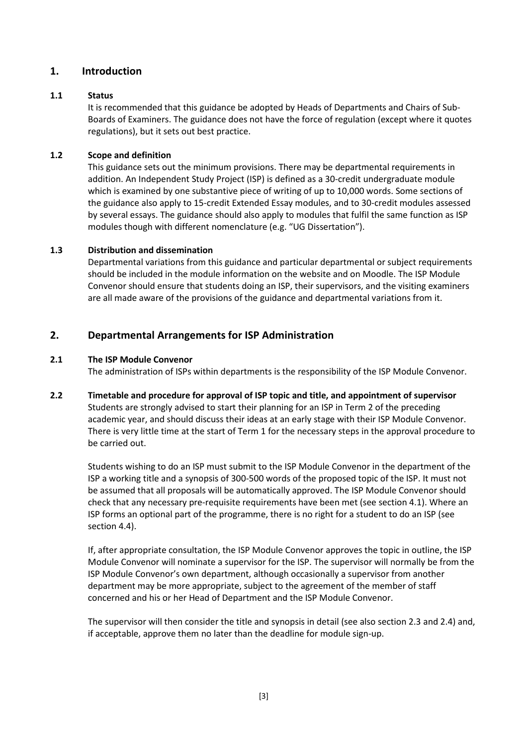## 1. Introduction

### 1.1 Status

It is recommended that this guidance be adopted by Heads of Departments and Chairs of Sub-Boards of Examiners. The guidance does not have the force of regulation (except where it quotes regulations), but it sets out best practice.

### 1.2 Scope and definition

This guidance sets out the minimum provisions. There may be departmental requirements in addition. An Independent Study Project (ISP) is defined as a 30-credit undergraduate module which is examined by one substantive piece of writing of up to 10,000 words. Some sections of the guidance also apply to 15-credit Extended Essay modules, and to 30-credit modules assessed by several essays. The guidance should also apply to modules that fulfil the same function as ISP modules though with different nomenclature (e.g. "UG Dissertation").

### 1.3 Distribution and dissemination

Departmental variations from this guidance and particular departmental or subject requirements should be included in the module information on the website and on Moodle. The ISP Module Convenor should ensure that students doing an ISP, their supervisors, and the visiting examiners are all made aware of the provisions of the guidance and departmental variations from it.

## 2. Departmental Arrangements for ISP Administration

### 2.1 The ISP Module Convenor

The administration of ISPs within departments is the responsibility of the ISP Module Convenor.

### 2.2 Timetable and procedure for approval of ISP topic and title, and appointment of supervisor

Students are strongly advised to start their planning for an ISP in Term 2 of the preceding academic year, and should discuss their ideas at an early stage with their ISP Module Convenor. There is very little time at the start of Term 1 for the necessary steps in the approval procedure to be carried out.

Students wishing to do an ISP must submit to the ISP Module Convenor in the department of the ISP a working title and a synopsis of 300-500 words of the proposed topic of the ISP. It must not be assumed that all proposals will be automatically approved. The ISP Module Convenor should check that any necessary pre-requisite requirements have been met (see section 4.1). Where an ISP forms an optional part of the programme, there is no right for a student to do an ISP (see section 4.4).

If, after appropriate consultation, the ISP Module Convenor approves the topic in outline, the ISP Module Convenor will nominate a supervisor for the ISP. The supervisor will normally be from the ISP Module Convenor's own department, although occasionally a supervisor from another department may be more appropriate, subject to the agreement of the member of staff concerned and his or her Head of Department and the ISP Module Convenor.

The supervisor will then consider the title and synopsis in detail (see also section 2.3 and 2.4) and, if acceptable, approve them no later than the deadline for module sign-up.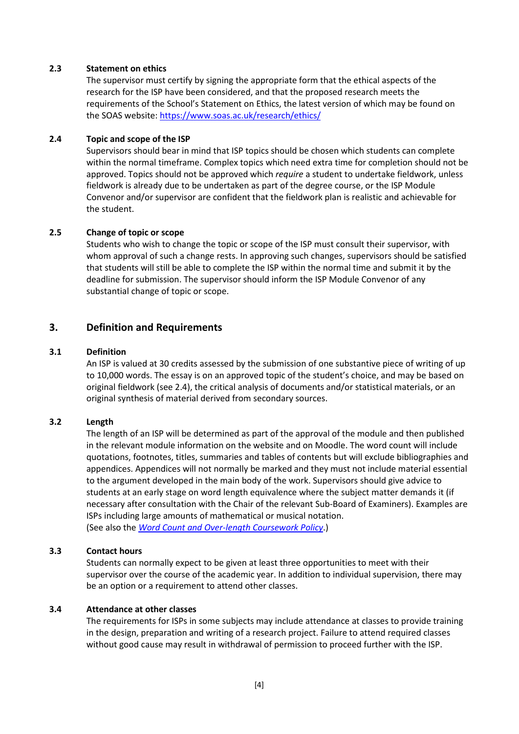### 2.3 Statement on ethics

The supervisor must certify by signing the appropriate form that the ethical aspects of the research for the ISP have been considered, and that the proposed research meets the requirements of the School's Statement on Ethics, the latest version of which may be found on the SOAS website: https://www.soas.ac.uk/research/ethics/

### 2.4 Topic and scope of the ISP

Supervisors should bear in mind that ISP topics should be chosen which students can complete within the normal timeframe. Complex topics which need extra time for completion should not be approved. Topics should not be approved which *require* a student to undertake fieldwork, unless fieldwork is already due to be undertaken as part of the degree course, or the ISP Module Convenor and/or supervisor are confident that the fieldwork plan is realistic and achievable for the student.

### 2.5 Change of topic or scope

Students who wish to change the topic or scope of the ISP must consult their supervisor, with whom approval of such a change rests. In approving such changes, supervisors should be satisfied that students will still be able to complete the ISP within the normal time and submit it by the deadline for submission. The supervisor should inform the ISP Module Convenor of any substantial change of topic or scope.

## 3. Definition and Requirements

### 3.1 Definition

An ISP is valued at 30 credits assessed by the submission of one substantive piece of writing of up to 10,000 words. The essay is on an approved topic of the student's choice, and may be based on original fieldwork (see 2.4), the critical analysis of documents and/or statistical materials, or an original synthesis of material derived from secondary sources.

### 3.2 Length

The length of an ISP will be determined as part of the approval of the module and then published in the relevant module information on the website and on Moodle. The word count will include quotations, footnotes, titles, summaries and tables of contents but will exclude bibliographies and appendices. Appendices will not normally be marked and they must not include material essential to the argument developed in the main body of the work. Supervisors should give advice to students at an early stage on word length equivalence where the subject matter demands it (if necessary after consultation with the Chair of the relevant Sub-Board of Examiners). Examples are ISPs including large amounts of mathematical or musical notation.
(See also the *Word Count and Over-length Coursework Policy*.)

### 3.3 Contact hours

Students can normally expect to be given at least three opportunities to meet with their supervisor over the course of the academic year. In addition to individual supervision, there may be an option or a requirement to attend other classes.

### 3.4 Attendance at other classes

The requirements for ISPs in some subjects may include attendance at classes to provide training in the design, preparation and writing of a research project. Failure to attend required classes without good cause may result in withdrawal of permission to proceed further with the ISP.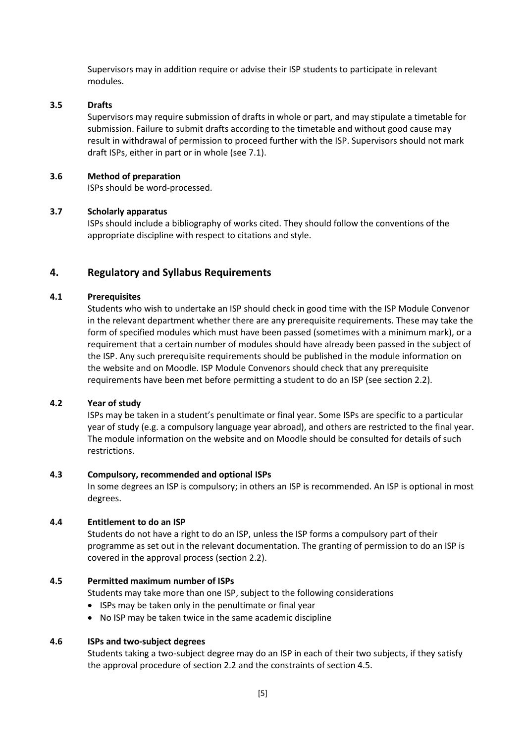Supervisors may in addition require or advise their ISP students to participate in relevant modules.

### 3.5 Drafts

Supervisors may require submission of drafts in whole or part, and may stipulate a timetable for submission. Failure to submit drafts according to the timetable and without good cause may result in withdrawal of permission to proceed further with the ISP. Supervisors should not mark draft ISPs, either in part or in whole (see 7.1).

### 3.6 Method of preparation

ISPs should be word-processed.

### 3.7 Scholarly apparatus

ISPs should include a bibliography of works cited. They should follow the conventions of the appropriate discipline with respect to citations and style.

## 4. Regulatory and Syllabus Requirements

### 4.1 Prerequisites

Students who wish to undertake an ISP should check in good time with the ISP Module Convenor in the relevant department whether there are any prerequisite requirements. These may take the form of specified modules which must have been passed (sometimes with a minimum mark), or a requirement that a certain number of modules should have already been passed in the subject of the ISP. Any such prerequisite requirements should be published in the module information on the website and on Moodle. ISP Module Convenors should check that any prerequisite requirements have been met before permitting a student to do an ISP (see section 2.2).

### 4.2 Year of study

ISPs may be taken in a student's penultimate or final year. Some ISPs are specific to a particular year of study (e.g. a compulsory language year abroad), and others are restricted to the final year. The module information on the website and on Moodle should be consulted for details of such restrictions.

### 4.3 Compulsory, recommended and optional ISPs

In some degrees an ISP is compulsory; in others an ISP is recommended. An ISP is optional in most degrees.

### 4.4 Entitlement to do an ISP

Students do not have a right to do an ISP, unless the ISP forms a compulsory part of their programme as set out in the relevant documentation. The granting of permission to do an ISP is covered in the approval process (section 2.2).

### 4.5 Permitted maximum number of ISPs

Students may take more than one ISP, subject to the following considerations

- ISPs may be taken only in the penultimate or final year
- No ISP may be taken twice in the same academic discipline

### 4.6 ISPs and two-subject degrees

Students taking a two-subject degree may do an ISP in each of their two subjects, if they satisfy the approval procedure of section 2.2 and the constraints of section 4.5.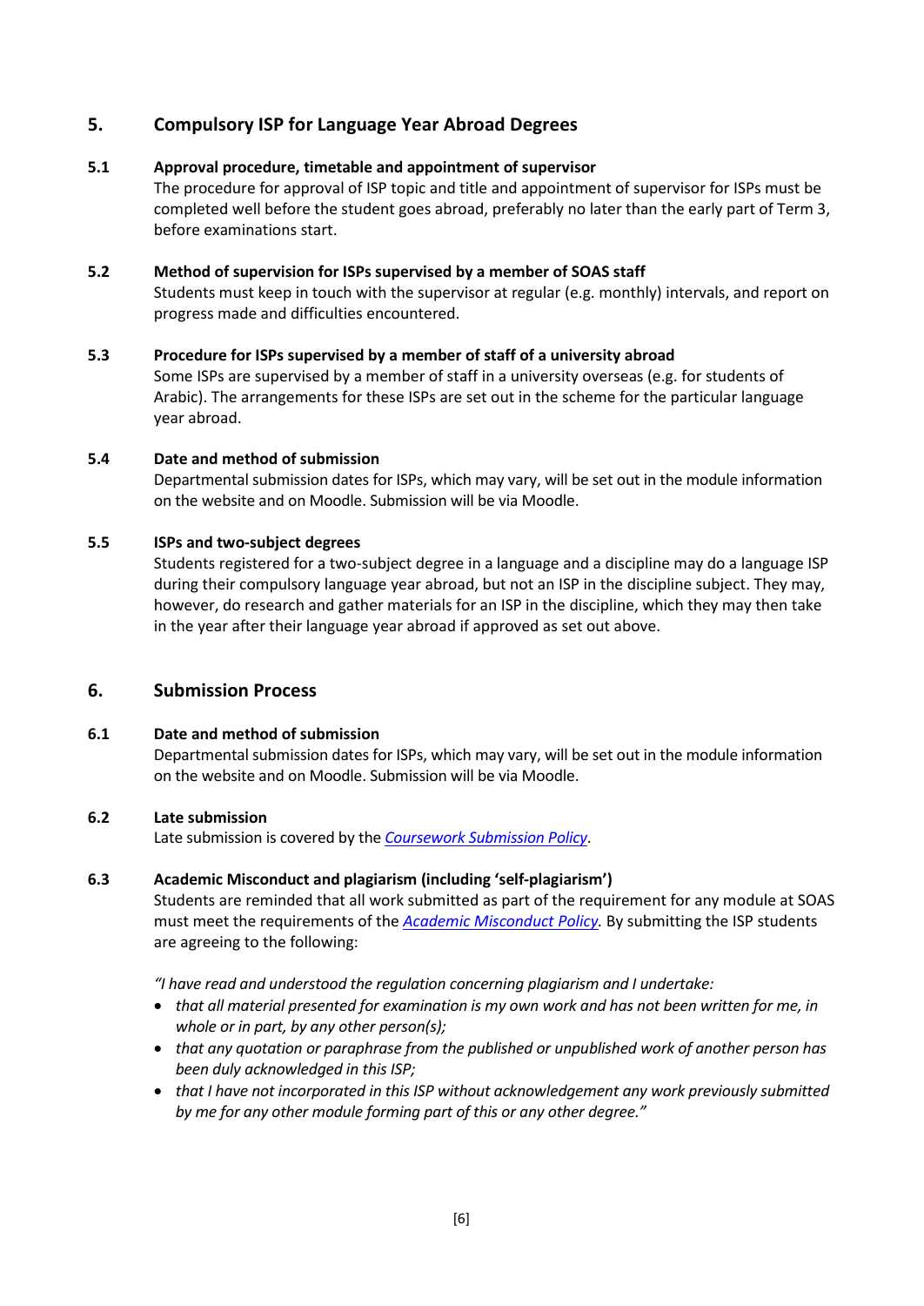## 5. Compulsory ISP for Language Year Abroad Degrees

### 5.1 Approval procedure, timetable and appointment of supervisor

The procedure for approval of ISP topic and title and appointment of supervisor for ISPs must be completed well before the student goes abroad, preferably no later than the early part of Term 3, before examinations start.

### 5.2 Method of supervision for ISPs supervised by a member of SOAS staff

Students must keep in touch with the supervisor at regular (e.g. monthly) intervals, and report on progress made and difficulties encountered.

### 5.3 Procedure for ISPs supervised by a member of staff of a university abroad

Some ISPs are supervised by a member of staff in a university overseas (e.g. for students of Arabic). The arrangements for these ISPs are set out in the scheme for the particular language year abroad.

### 5.4 Date and method of submission

Departmental submission dates for ISPs, which may vary, will be set out in the module information on the website and on Moodle. Submission will be via Moodle.

### 5.5 ISPs and two-subject degrees

Students registered for a two-subject degree in a language and a discipline may do a language ISP during their compulsory language year abroad, but not an ISP in the discipline subject. They may, however, do research and gather materials for an ISP in the discipline, which they may then take in the year after their language year abroad if approved as set out above.

## 6. Submission Process

### 6.1 Date and method of submission

Departmental submission dates for ISPs, which may vary, will be set out in the module information on the website and on Moodle. Submission will be via Moodle.

### 6.2 Late submission

Late submission is covered by the *Coursework Submission Policy*.

### 6.3 Academic Misconduct and plagiarism (including 'self-plagiarism')

Students are reminded that all work submitted as part of the requirement for any module at SOAS must meet the requirements of the *Academic Misconduct Policy.* By submitting the ISP students are agreeing to the following:

*"I have read and understood the regulation concerning plagiarism and I undertake:*

- *that all material presented for examination is my own work and has not been written for me, in whole or in part, by any other person(s);*
- *that any quotation or paraphrase from the published or unpublished work of another person has been duly acknowledged in this ISP;*
- *that I have not incorporated in this ISP without acknowledgement any work previously submitted by me for any other module forming part of this or any other degree."*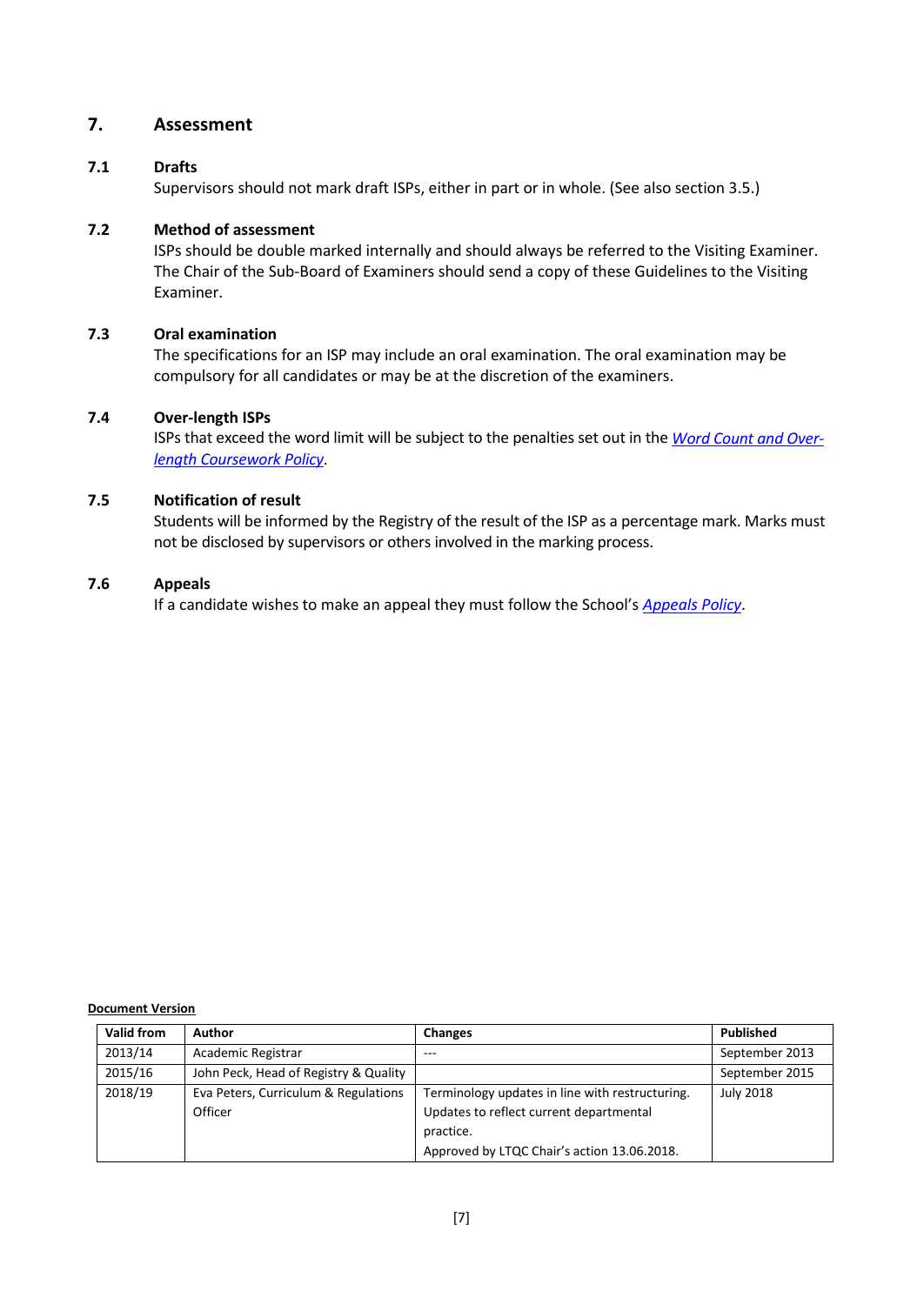## 7. Assessment

### 7.1 Drafts

Supervisors should not mark draft ISPs, either in part or in whole. (See also section 3.5.)

### 7.2 Method of assessment

ISPs should be double marked internally and should always be referred to the Visiting Examiner. The Chair of the Sub-Board of Examiners should send a copy of these Guidelines to the Visiting Examiner.

### 7.3 Oral examination

The specifications for an ISP may include an oral examination. The oral examination may be compulsory for all candidates or may be at the discretion of the examiners.

### 7.4 Over-length ISPs

ISPs that exceed the word limit will be subject to the penalties set out in the *Word Count and Over-length Coursework Policy*.

### 7.5 Notification of result

Students will be informed by the Registry of the result of the ISP as a percentage mark. Marks must not be disclosed by supervisors or others involved in the marking process.

### 7.6 Appeals

If a candidate wishes to make an appeal they must follow the School's *Appeals Policy*.

**Document Version**

| Valid from | Author | Changes | Published |
|---|---|---|---|
| 2013/14 | Academic Registrar | --- | September 2013 |
| 2015/16 | John Peck, Head of Registry & Quality | | September 2015 |
| 2018/19 | Eva Peters, Curriculum & Regulations Officer | Terminology updates in line with restructuring. Updates to reflect current departmental practice. Approved by LTQC Chair's action 13.06.2018. | July 2018 |